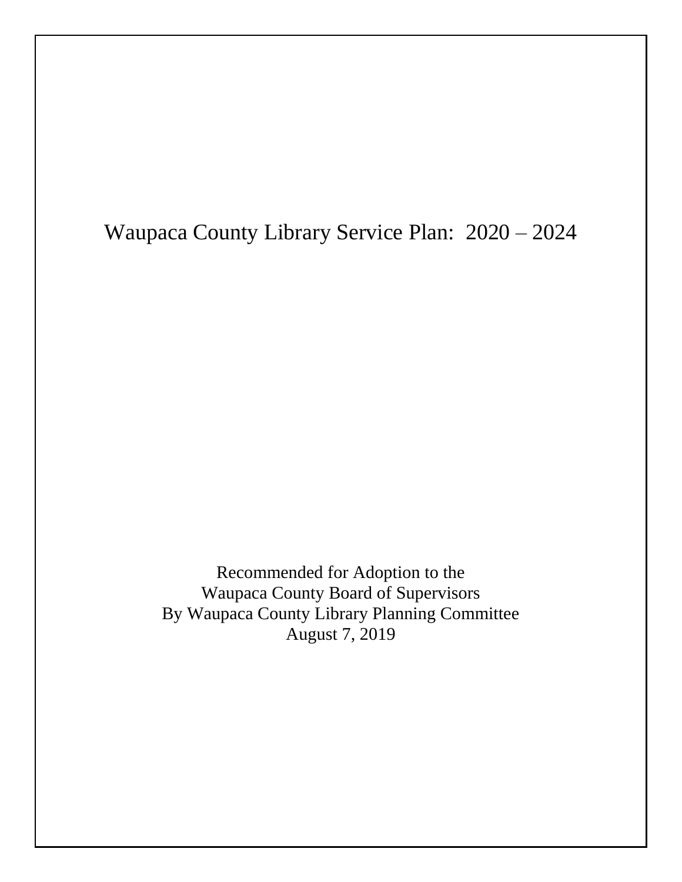# Waupaca County Library Service Plan: 2020 – 2024

Recommended for Adoption to the
Waupaca County Board of Supervisors
By Waupaca County Library Planning Committee
August 7, 2019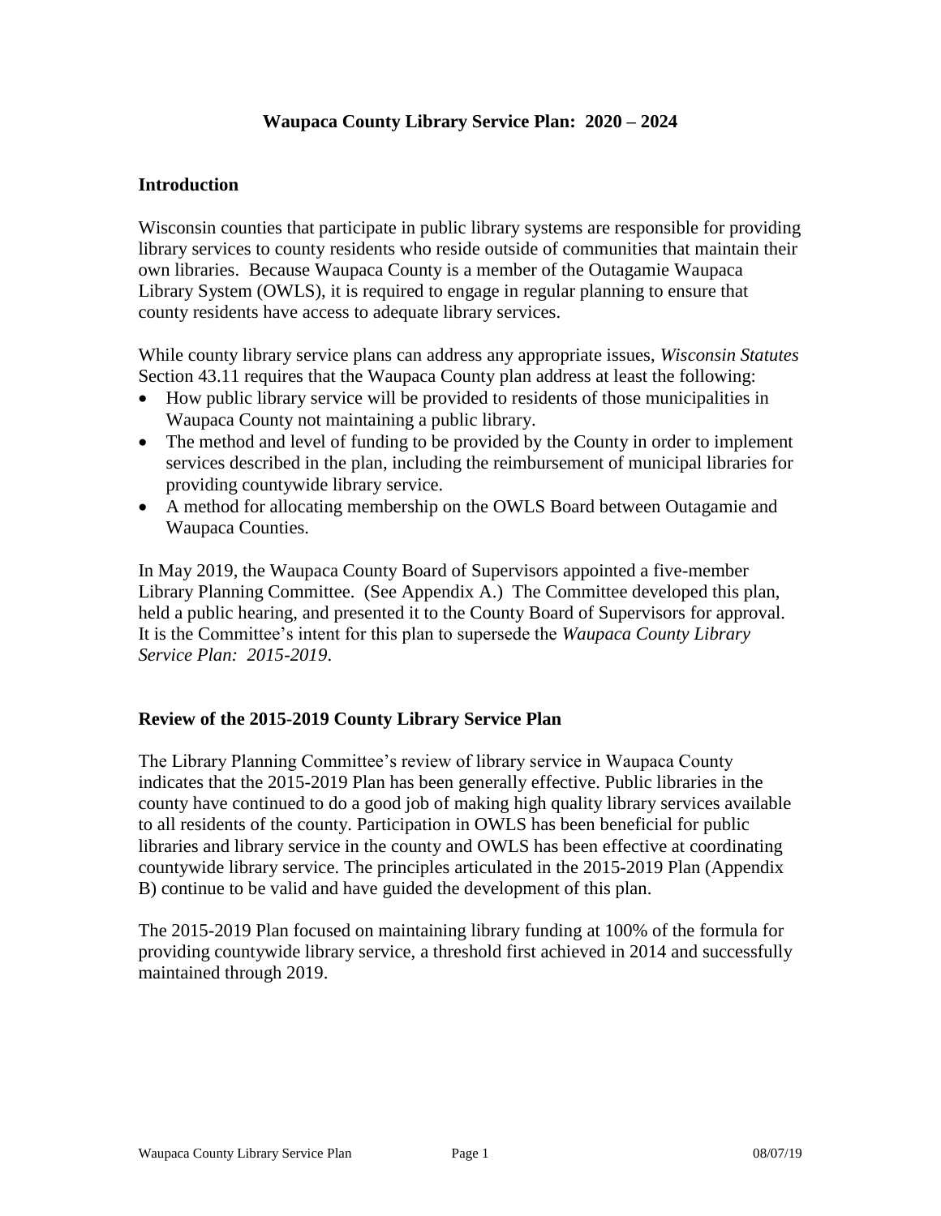# Waupaca County Library Service Plan: 2020 – 2024

## Introduction

Wisconsin counties that participate in public library systems are responsible for providing library services to county residents who reside outside of communities that maintain their own libraries. Because Waupaca County is a member of the Outagamie Waupaca Library System (OWLS), it is required to engage in regular planning to ensure that county residents have access to adequate library services.

While county library service plans can address any appropriate issues, *Wisconsin Statutes* Section 43.11 requires that the Waupaca County plan address at least the following:

- How public library service will be provided to residents of those municipalities in Waupaca County not maintaining a public library.
- The method and level of funding to be provided by the County in order to implement services described in the plan, including the reimbursement of municipal libraries for providing countywide library service.
- A method for allocating membership on the OWLS Board between Outagamie and Waupaca Counties.

In May 2019, the Waupaca County Board of Supervisors appointed a five-member Library Planning Committee. (See Appendix A.) The Committee developed this plan, held a public hearing, and presented it to the County Board of Supervisors for approval. It is the Committee's intent for this plan to supersede the *Waupaca County Library Service Plan: 2015-2019*.

## Review of the 2015-2019 County Library Service Plan

The Library Planning Committee's review of library service in Waupaca County indicates that the 2015-2019 Plan has been generally effective. Public libraries in the county have continued to do a good job of making high quality library services available to all residents of the county. Participation in OWLS has been beneficial for public libraries and library service in the county and OWLS has been effective at coordinating countywide library service. The principles articulated in the 2015-2019 Plan (Appendix B) continue to be valid and have guided the development of this plan.

The 2015-2019 Plan focused on maintaining library funding at 100% of the formula for providing countywide library service, a threshold first achieved in 2014 and successfully maintained through 2019.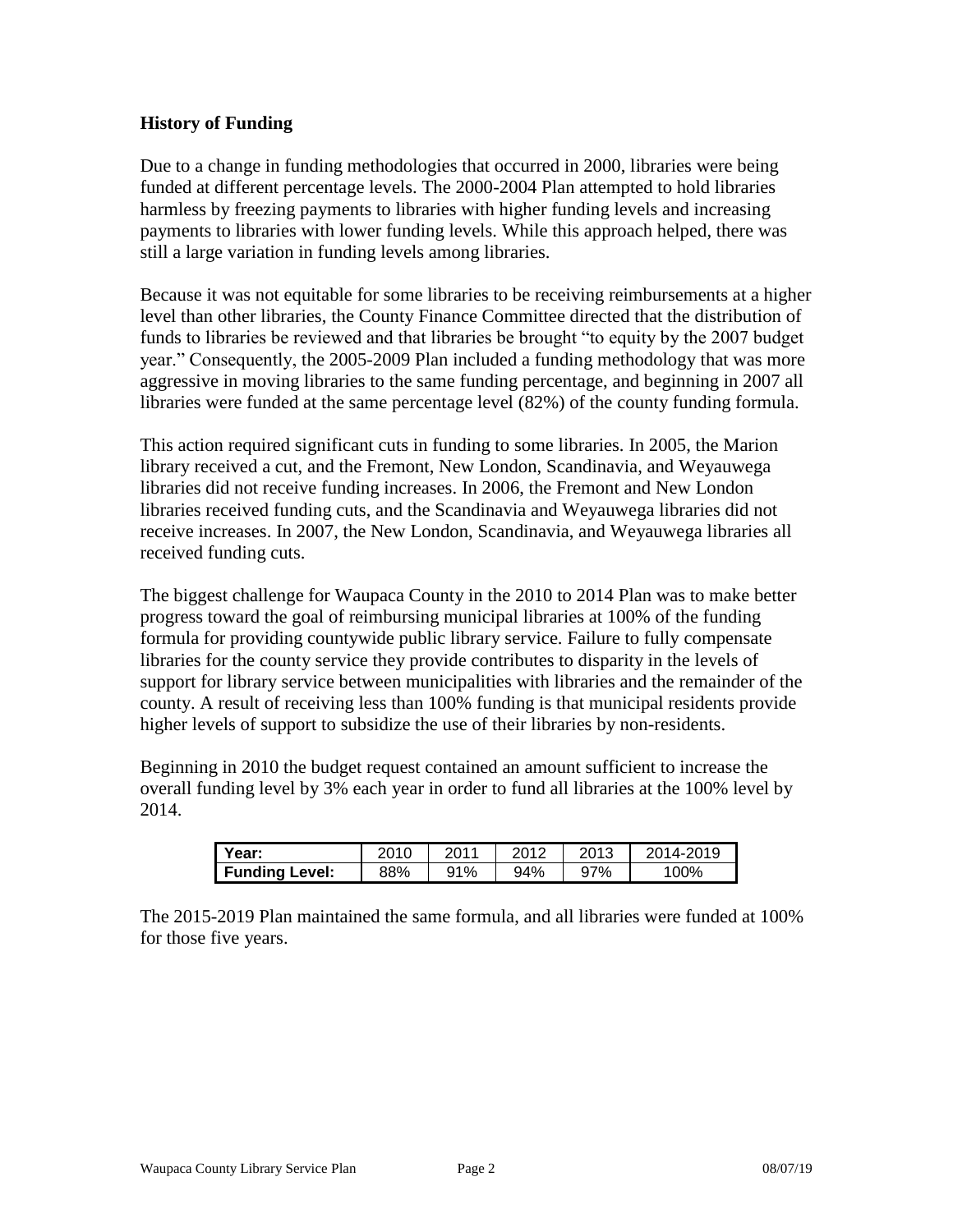## History of Funding

Due to a change in funding methodologies that occurred in 2000, libraries were being funded at different percentage levels. The 2000-2004 Plan attempted to hold libraries harmless by freezing payments to libraries with higher funding levels and increasing payments to libraries with lower funding levels. While this approach helped, there was still a large variation in funding levels among libraries.

Because it was not equitable for some libraries to be receiving reimbursements at a higher level than other libraries, the County Finance Committee directed that the distribution of funds to libraries be reviewed and that libraries be brought "to equity by the 2007 budget year." Consequently, the 2005-2009 Plan included a funding methodology that was more aggressive in moving libraries to the same funding percentage, and beginning in 2007 all libraries were funded at the same percentage level (82%) of the county funding formula.

This action required significant cuts in funding to some libraries. In 2005, the Marion library received a cut, and the Fremont, New London, Scandinavia, and Weyauwega libraries did not receive funding increases. In 2006, the Fremont and New London libraries received funding cuts, and the Scandinavia and Weyauwega libraries did not receive increases. In 2007, the New London, Scandinavia, and Weyauwega libraries all received funding cuts.

The biggest challenge for Waupaca County in the 2010 to 2014 Plan was to make better progress toward the goal of reimbursing municipal libraries at 100% of the funding formula for providing countywide public library service. Failure to fully compensate libraries for the county service they provide contributes to disparity in the levels of support for library service between municipalities with libraries and the remainder of the county. A result of receiving less than 100% funding is that municipal residents provide higher levels of support to subsidize the use of their libraries by non-residents.

Beginning in 2010 the budget request contained an amount sufficient to increase the overall funding level by 3% each year in order to fund all libraries at the 100% level by 2014.

| **Year:** | 2010 | 2011 | 2012 | 2013 | 2014-2019 |
|---|---|---|---|---|---|
| **Funding Level:** | 88% | 91% | 94% | 97% | 100% |

The 2015-2019 Plan maintained the same formula, and all libraries were funded at 100% for those five years.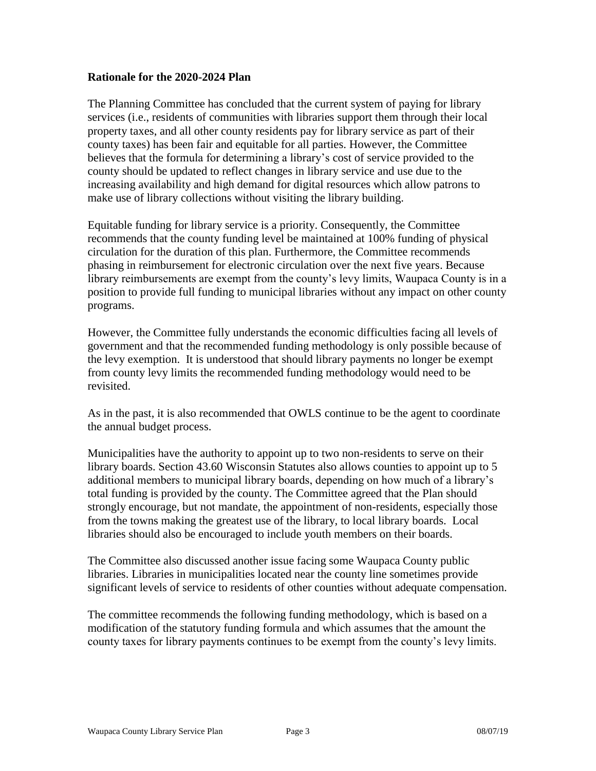**Rationale for the 2020-2024 Plan**

The Planning Committee has concluded that the current system of paying for library services (i.e., residents of communities with libraries support them through their local property taxes, and all other county residents pay for library service as part of their county taxes) has been fair and equitable for all parties. However, the Committee believes that the formula for determining a library's cost of service provided to the county should be updated to reflect changes in library service and use due to the increasing availability and high demand for digital resources which allow patrons to make use of library collections without visiting the library building.

Equitable funding for library service is a priority. Consequently, the Committee recommends that the county funding level be maintained at 100% funding of physical circulation for the duration of this plan. Furthermore, the Committee recommends phasing in reimbursement for electronic circulation over the next five years. Because library reimbursements are exempt from the county's levy limits, Waupaca County is in a position to provide full funding to municipal libraries without any impact on other county programs.

However, the Committee fully understands the economic difficulties facing all levels of government and that the recommended funding methodology is only possible because of the levy exemption. It is understood that should library payments no longer be exempt from county levy limits the recommended funding methodology would need to be revisited.

As in the past, it is also recommended that OWLS continue to be the agent to coordinate the annual budget process.

Municipalities have the authority to appoint up to two non-residents to serve on their library boards. Section 43.60 Wisconsin Statutes also allows counties to appoint up to 5 additional members to municipal library boards, depending on how much of a library's total funding is provided by the county. The Committee agreed that the Plan should strongly encourage, but not mandate, the appointment of non-residents, especially those from the towns making the greatest use of the library, to local library boards. Local libraries should also be encouraged to include youth members on their boards.

The Committee also discussed another issue facing some Waupaca County public libraries. Libraries in municipalities located near the county line sometimes provide significant levels of service to residents of other counties without adequate compensation.

The committee recommends the following funding methodology, which is based on a modification of the statutory funding formula and which assumes that the amount the county taxes for library payments continues to be exempt from the county's levy limits.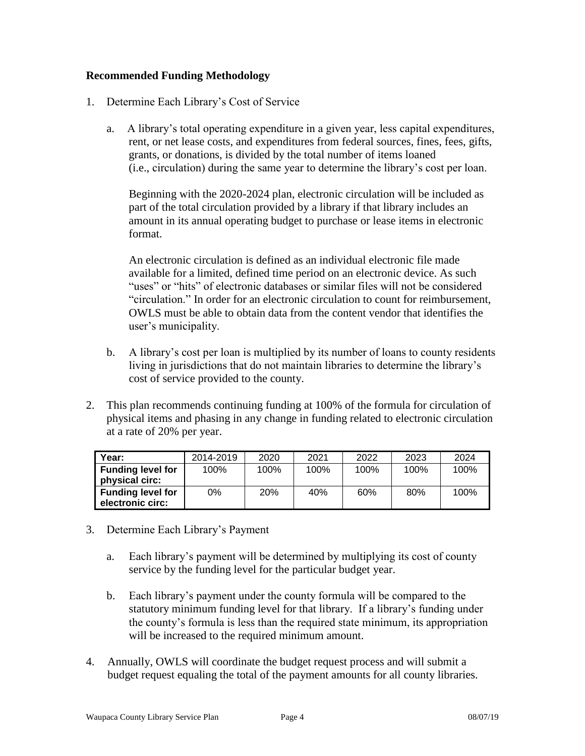### Recommended Funding Methodology

1. Determine Each Library's Cost of Service

   a. A library's total operating expenditure in a given year, less capital expenditures, rent, or net lease costs, and expenditures from federal sources, fines, fees, gifts, grants, or donations, is divided by the total number of items loaned (i.e., circulation) during the same year to determine the library's cost per loan.

      Beginning with the 2020-2024 plan, electronic circulation will be included as part of the total circulation provided by a library if that library includes an amount in its annual operating budget to purchase or lease items in electronic format.

      An electronic circulation is defined as an individual electronic file made available for a limited, defined time period on an electronic device. As such "uses" or "hits" of electronic databases or similar files will not be considered "circulation." In order for an electronic circulation to count for reimbursement, OWLS must be able to obtain data from the content vendor that identifies the user's municipality.

   b. A library's cost per loan is multiplied by its number of loans to county residents living in jurisdictions that do not maintain libraries to determine the library's cost of service provided to the county.

2. This plan recommends continuing funding at 100% of the formula for circulation of physical items and phasing in any change in funding related to electronic circulation at a rate of 20% per year.

| Year: | 2014-2019 | 2020 | 2021 | 2022 | 2023 | 2024 |
|---|---|---|---|---|---|---|
| **Funding level for physical circ:** | 100% | 100% | 100% | 100% | 100% | 100% |
| **Funding level for electronic circ:** | 0% | 20% | 40% | 60% | 80% | 100% |

3. Determine Each Library's Payment

   a. Each library's payment will be determined by multiplying its cost of county service by the funding level for the particular budget year.

   b. Each library's payment under the county formula will be compared to the statutory minimum funding level for that library. If a library's funding under the county's formula is less than the required state minimum, its appropriation will be increased to the required minimum amount.

4. Annually, OWLS will coordinate the budget request process and will submit a budget request equaling the total of the payment amounts for all county libraries.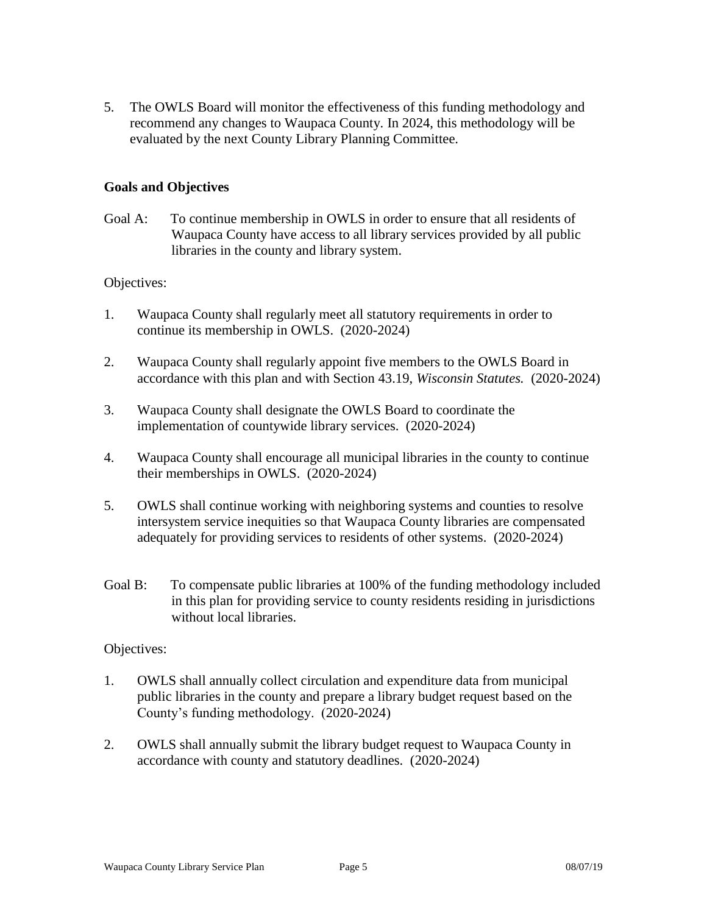5. The OWLS Board will monitor the effectiveness of this funding methodology and recommend any changes to Waupaca County. In 2024, this methodology will be evaluated by the next County Library Planning Committee.

### Goals and Objectives

Goal A: To continue membership in OWLS in order to ensure that all residents of Waupaca County have access to all library services provided by all public libraries in the county and library system.

Objectives:

1. Waupaca County shall regularly meet all statutory requirements in order to continue its membership in OWLS. (2020-2024)

2. Waupaca County shall regularly appoint five members to the OWLS Board in accordance with this plan and with Section 43.19, *Wisconsin Statutes.* (2020-2024)

3. Waupaca County shall designate the OWLS Board to coordinate the implementation of countywide library services. (2020-2024)

4. Waupaca County shall encourage all municipal libraries in the county to continue their memberships in OWLS. (2020-2024)

5. OWLS shall continue working with neighboring systems and counties to resolve intersystem service inequities so that Waupaca County libraries are compensated adequately for providing services to residents of other systems. (2020-2024)

Goal B: To compensate public libraries at 100% of the funding methodology included in this plan for providing service to county residents residing in jurisdictions without local libraries.

Objectives:

1. OWLS shall annually collect circulation and expenditure data from municipal public libraries in the county and prepare a library budget request based on the County's funding methodology. (2020-2024)

2. OWLS shall annually submit the library budget request to Waupaca County in accordance with county and statutory deadlines. (2020-2024)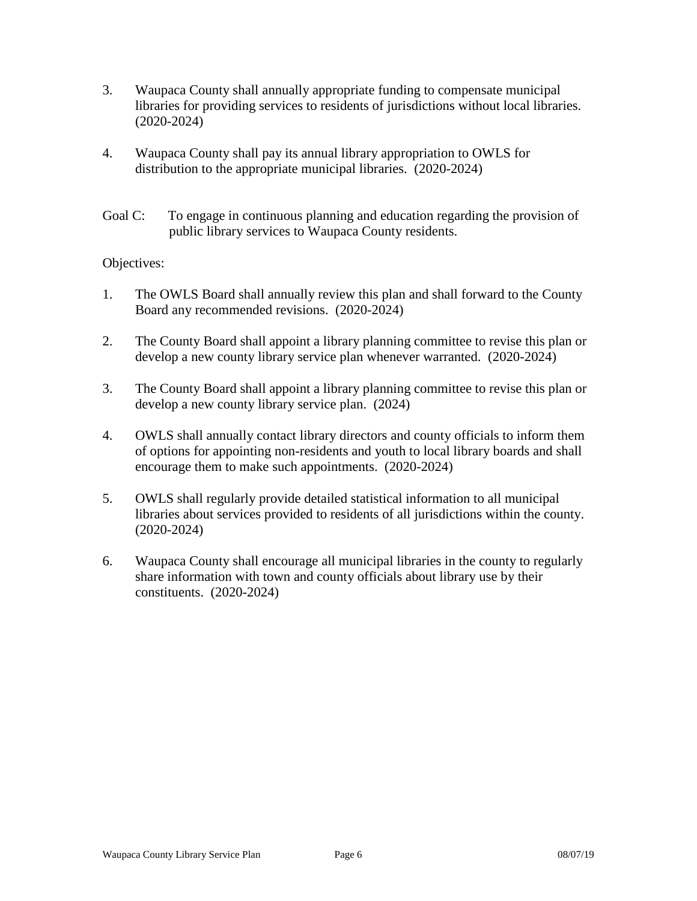3. Waupaca County shall annually appropriate funding to compensate municipal libraries for providing services to residents of jurisdictions without local libraries. (2020-2024)

4. Waupaca County shall pay its annual library appropriation to OWLS for distribution to the appropriate municipal libraries. (2020-2024)

Goal C: To engage in continuous planning and education regarding the provision of public library services to Waupaca County residents.

Objectives:

1. The OWLS Board shall annually review this plan and shall forward to the County Board any recommended revisions. (2020-2024)

2. The County Board shall appoint a library planning committee to revise this plan or develop a new county library service plan whenever warranted. (2020-2024)

3. The County Board shall appoint a library planning committee to revise this plan or develop a new county library service plan. (2024)

4. OWLS shall annually contact library directors and county officials to inform them of options for appointing non-residents and youth to local library boards and shall encourage them to make such appointments. (2020-2024)

5. OWLS shall regularly provide detailed statistical information to all municipal libraries about services provided to residents of all jurisdictions within the county. (2020-2024)

6. Waupaca County shall encourage all municipal libraries in the county to regularly share information with town and county officials about library use by their constituents. (2020-2024)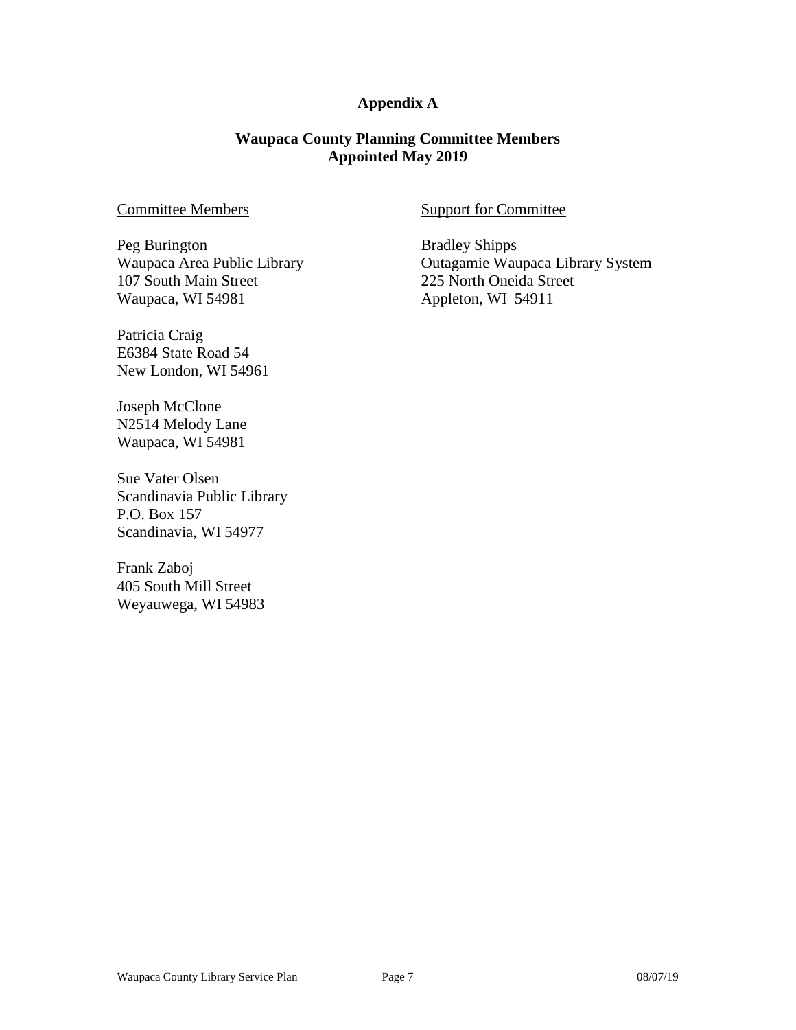# Appendix A

## Waupaca County Planning Committee Members
## Appointed May 2019

Committee Members

Peg Burington
Waupaca Area Public Library
107 South Main Street
Waupaca, WI 54981

Patricia Craig
E6384 State Road 54
New London, WI 54961

Joseph McClone
N2514 Melody Lane
Waupaca, WI 54981

Sue Vater Olsen
Scandinavia Public Library
P.O. Box 157
Scandinavia, WI 54977

Frank Zaboj
405 South Mill Street
Weyauwega, WI 54983

Support for Committee

Bradley Shipps
Outagamie Waupaca Library System
225 North Oneida Street
Appleton, WI 54911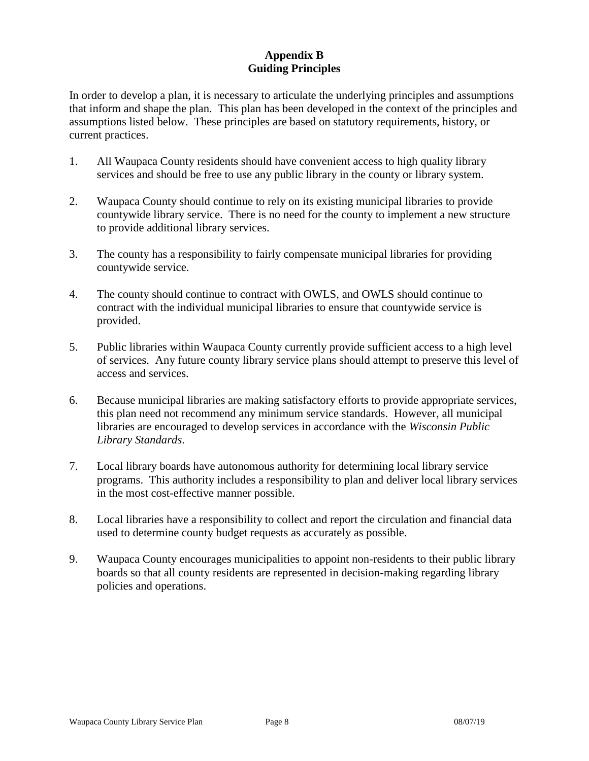# Appendix B
## Guiding Principles

In order to develop a plan, it is necessary to articulate the underlying principles and assumptions that inform and shape the plan. This plan has been developed in the context of the principles and assumptions listed below. These principles are based on statutory requirements, history, or current practices.

1. All Waupaca County residents should have convenient access to high quality library services and should be free to use any public library in the county or library system.

2. Waupaca County should continue to rely on its existing municipal libraries to provide countywide library service. There is no need for the county to implement a new structure to provide additional library services.

3. The county has a responsibility to fairly compensate municipal libraries for providing countywide service.

4. The county should continue to contract with OWLS, and OWLS should continue to contract with the individual municipal libraries to ensure that countywide service is provided.

5. Public libraries within Waupaca County currently provide sufficient access to a high level of services. Any future county library service plans should attempt to preserve this level of access and services.

6. Because municipal libraries are making satisfactory efforts to provide appropriate services, this plan need not recommend any minimum service standards. However, all municipal libraries are encouraged to develop services in accordance with the *Wisconsin Public Library Standards*.

7. Local library boards have autonomous authority for determining local library service programs. This authority includes a responsibility to plan and deliver local library services in the most cost-effective manner possible.

8. Local libraries have a responsibility to collect and report the circulation and financial data used to determine county budget requests as accurately as possible.

9. Waupaca County encourages municipalities to appoint non-residents to their public library boards so that all county residents are represented in decision-making regarding library policies and operations.